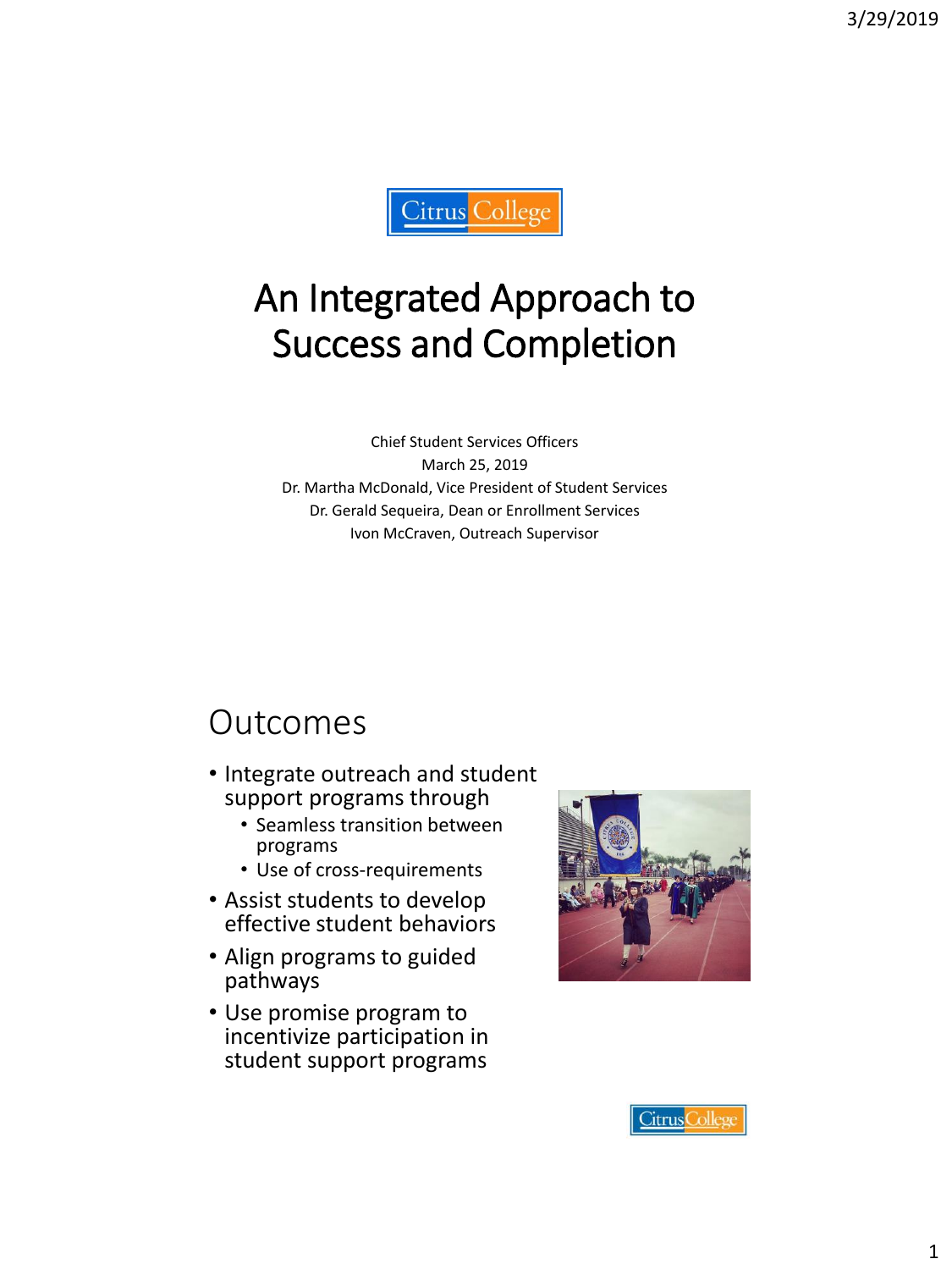Citrus College

# An Integrated Approach to Success and Completion

Chief Student Services Officers
March 25, 2019
Dr. Martha McDonald, Vice President of Student Services
Dr. Gerald Sequeira, Dean or Enrollment Services
Ivon McCraven, Outreach Supervisor

## Outcomes

- Integrate outreach and student support programs through
  - Seamless transition between programs
  - Use of cross-requirements
- Assist students to develop effective student behaviors
- Align programs to guided pathways
- Use promise program to incentivize participation in student support programs

Citrus College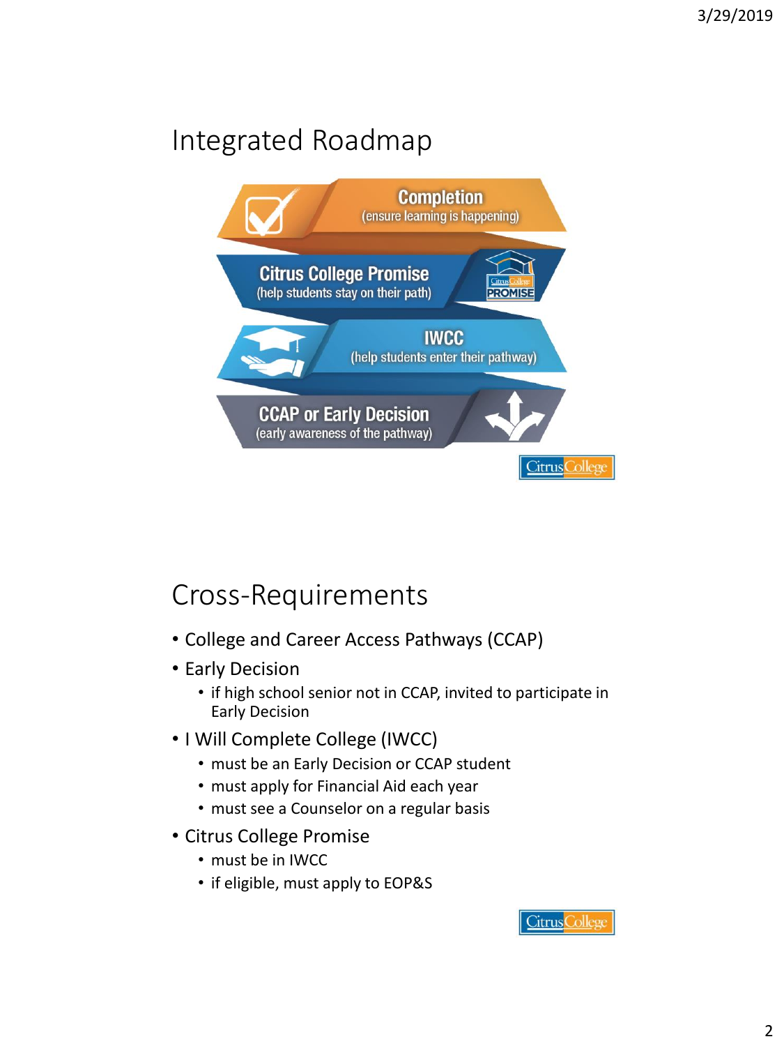## Integrated Roadmap

Completion
(ensure learning is happening)

Citrus College Promise
(help students stay on their path)

IWCC
(help students enter their pathway)

CCAP or Early Decision
(early awareness of the pathway)

## Cross-Requirements

- College and Career Access Pathways (CCAP)
- Early Decision
  - if high school senior not in CCAP, invited to participate in Early Decision
- I Will Complete College (IWCC)
  - must be an Early Decision or CCAP student
  - must apply for Financial Aid each year
  - must see a Counselor on a regular basis
- Citrus College Promise
  - must be in IWCC
  - if eligible, must apply to EOP&S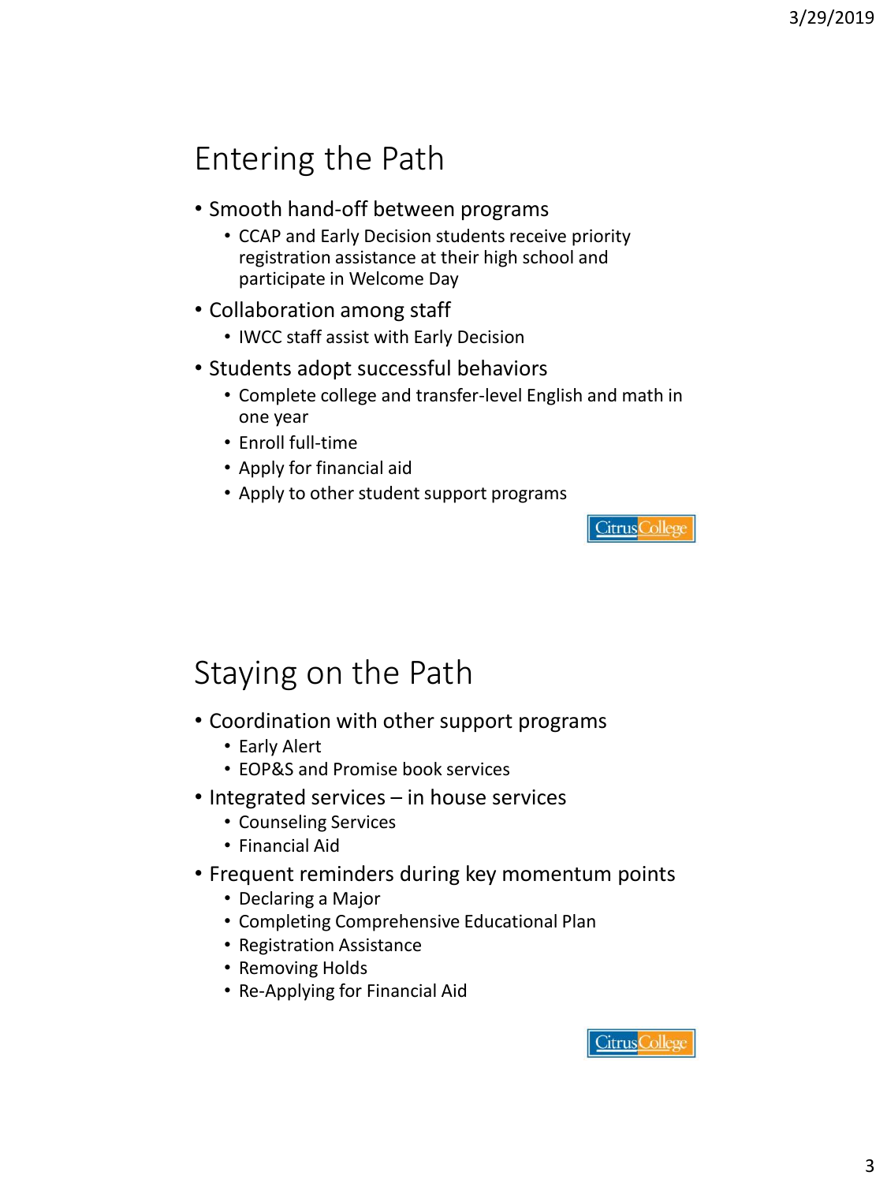## Entering the Path

- Smooth hand-off between programs
  - CCAP and Early Decision students receive priority registration assistance at their high school and participate in Welcome Day
- Collaboration among staff
  - IWCC staff assist with Early Decision
- Students adopt successful behaviors
  - Complete college and transfer-level English and math in one year
  - Enroll full-time
  - Apply for financial aid
  - Apply to other student support programs

Citrus College

## Staying on the Path

- Coordination with other support programs
  - Early Alert
  - EOP&S and Promise book services
- Integrated services – in house services
  - Counseling Services
  - Financial Aid
- Frequent reminders during key momentum points
  - Declaring a Major
  - Completing Comprehensive Educational Plan
  - Registration Assistance
  - Removing Holds
  - Re-Applying for Financial Aid

Citrus College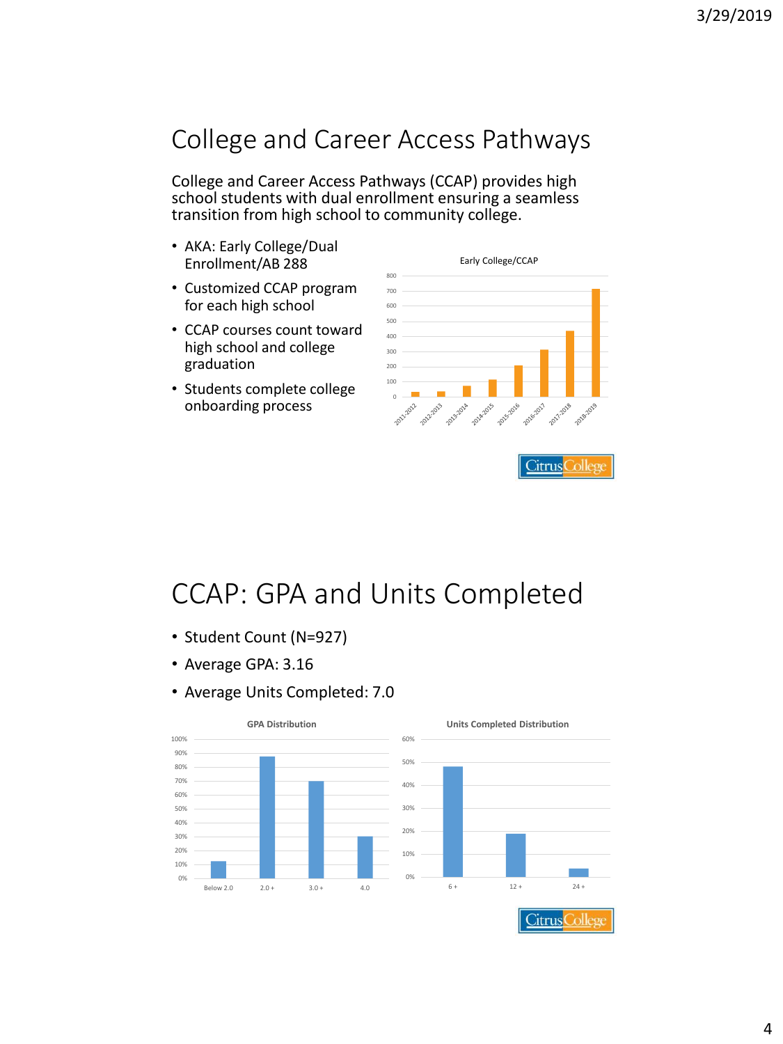## College and Career Access Pathways

College and Career Access Pathways (CCAP) provides high school students with dual enrollment ensuring a seamless transition from high school to community college.

- AKA: Early College/Dual Enrollment/AB 288
- Customized CCAP program for each high school
- CCAP courses count toward high school and college graduation
- Students complete college onboarding process

Early College/CCAP

0
100
200
300
400
500
600
700
800

2011-2012
2012-2013
2013-2014
2014-2015
2015-2016
2016-2017
2017-2018
2018-2019

Citrus College

## CCAP: GPA and Units Completed

- Student Count (N=927)
- Average GPA: 3.16
- Average Units Completed: 7.0

GPA Distribution

0%
10%
20%
30%
40%
50%
60%
70%
80%
90%
100%

Below 2.0
2.0 +
3.0 +
4.0

Units Completed Distribution

0%
10%
20%
30%
40%
50%
60%

6 +
12 +
24 +

Citrus College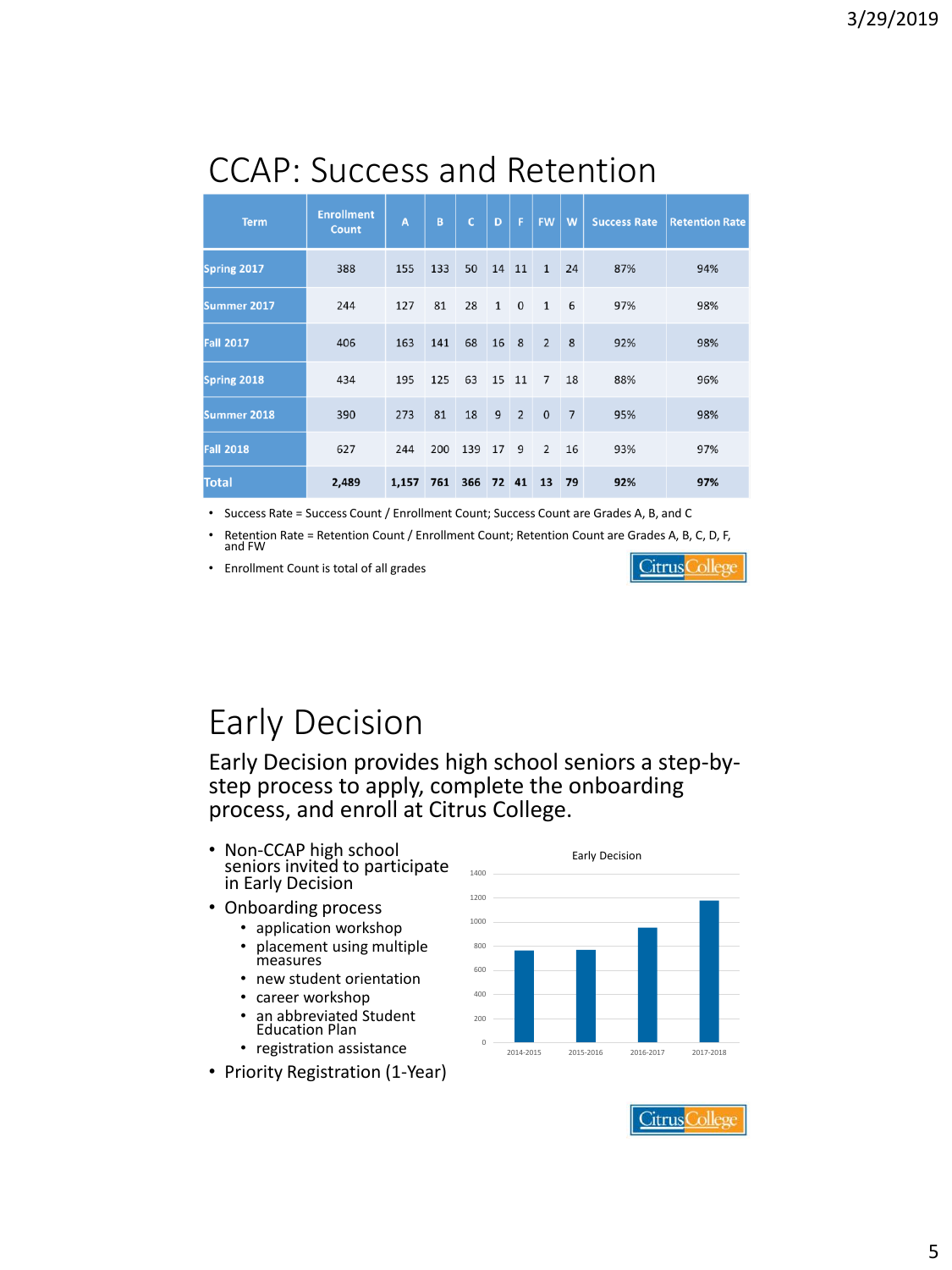# CCAP: Success and Retention

| Term | Enrollment Count | A | B | C | D | F | FW | W | Success Rate | Retention Rate |
|---|---|---|---|---|---|---|---|---|---|---|
| Spring 2017 | 388 | 155 | 133 | 50 | 14 | 11 | 1 | 24 | 87% | 94% |
| Summer 2017 | 244 | 127 | 81 | 28 | 1 | 0 | 1 | 6 | 97% | 98% |
| Fall 2017 | 406 | 163 | 141 | 68 | 16 | 8 | 2 | 8 | 92% | 98% |
| Spring 2018 | 434 | 195 | 125 | 63 | 15 | 11 | 7 | 18 | 88% | 96% |
| Summer 2018 | 390 | 273 | 81 | 18 | 9 | 2 | 0 | 7 | 95% | 98% |
| Fall 2018 | 627 | 244 | 200 | 139 | 17 | 9 | 2 | 16 | 93% | 97% |
| **Total** | **2,489** | **1,157** | **761** | **366** | **72** | **41** | **13** | **79** | **92%** | **97%** |

- Success Rate = Success Count / Enrollment Count; Success Count are Grades A, B, and C
- Retention Rate = Retention Count / Enrollment Count; Retention Count are Grades A, B, C, D, F, and FW
- Enrollment Count is total of all grades

Citrus College

# Early Decision

Early Decision provides high school seniors a step-by-step process to apply, complete the onboarding process, and enroll at Citrus College.

- Non-CCAP high school seniors invited to participate in Early Decision
- Onboarding process
  - application workshop
  - placement using multiple measures
  - new student orientation
  - career workshop
  - an abbreviated Student Education Plan
  - registration assistance
- Priority Registration (1-Year)

Early Decision

1400
1200
1000
800
600
400
200
0

2014-2015
2015-2016
2016-2017
2017-2018

Citrus College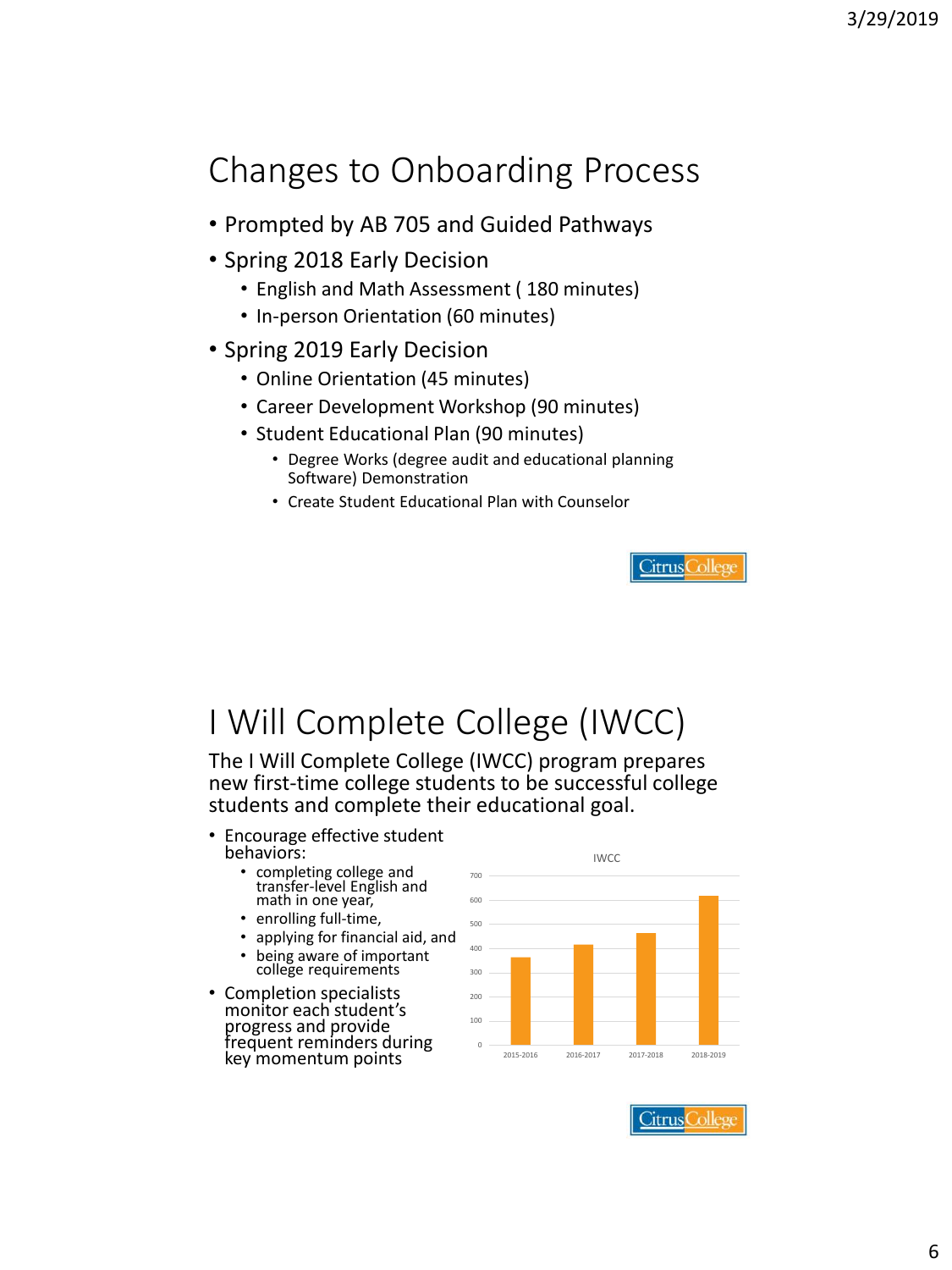## Changes to Onboarding Process

- Prompted by AB 705 and Guided Pathways
- Spring 2018 Early Decision
  - English and Math Assessment ( 180 minutes)
  - In-person Orientation (60 minutes)
- Spring 2019 Early Decision
  - Online Orientation (45 minutes)
  - Career Development Workshop (90 minutes)
  - Student Educational Plan (90 minutes)
    - Degree Works (degree audit and educational planning Software) Demonstration
    - Create Student Educational Plan with Counselor

CitrusCollege

## I Will Complete College (IWCC)

The I Will Complete College (IWCC) program prepares new first-time college students to be successful college students and complete their educational goal.

- Encourage effective student behaviors:
  - completing college and transfer-level English and math in one year,
  - enrolling full-time,
  - applying for financial aid, and
  - being aware of important college requirements
- Completion specialists monitor each student's progress and provide frequent reminders during key momentum points

IWCC

700
600
500
400
300
200
100
0

2015-2016
2016-2017
2017-2018
2018-2019

CitrusCollege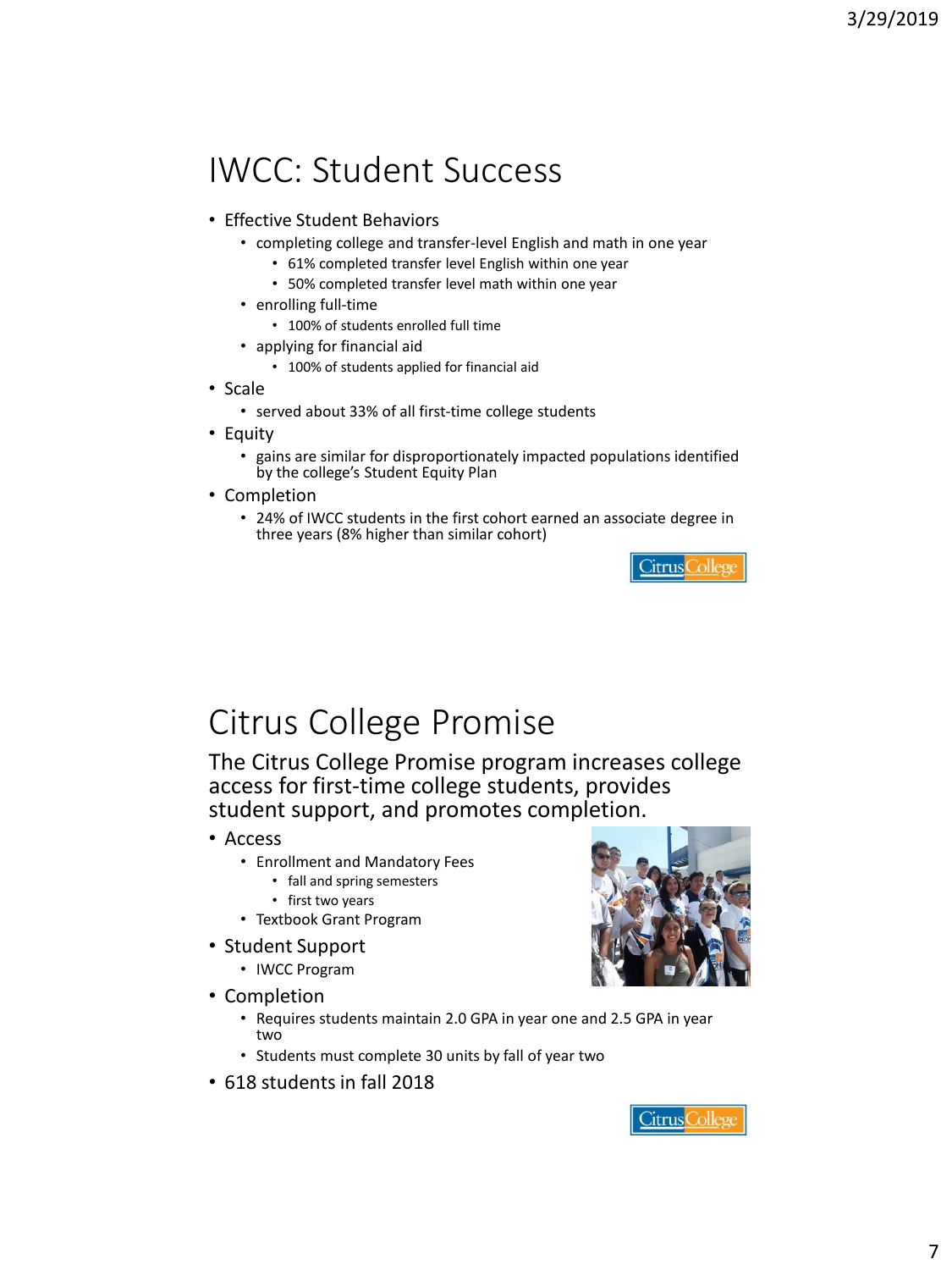# IWCC: Student Success

- Effective Student Behaviors
  - completing college and transfer-level English and math in one year
    - 61% completed transfer level English within one year
    - 50% completed transfer level math within one year
  - enrolling full-time
    - 100% of students enrolled full time
  - applying for financial aid
    - 100% of students applied for financial aid
- Scale
  - served about 33% of all first-time college students
- Equity
  - gains are similar for disproportionately impacted populations identified by the college's Student Equity Plan
- Completion
  - 24% of IWCC students in the first cohort earned an associate degree in three years (8% higher than similar cohort)

# Citrus College Promise

The Citrus College Promise program increases college access for first-time college students, provides student support, and promotes completion.

- Access
  - Enrollment and Mandatory Fees
    - fall and spring semesters
    - first two years
  - Textbook Grant Program
- Student Support
  - IWCC Program
- Completion
  - Requires students maintain 2.0 GPA in year one and 2.5 GPA in year two
  - Students must complete 30 units by fall of year two
- 618 students in fall 2018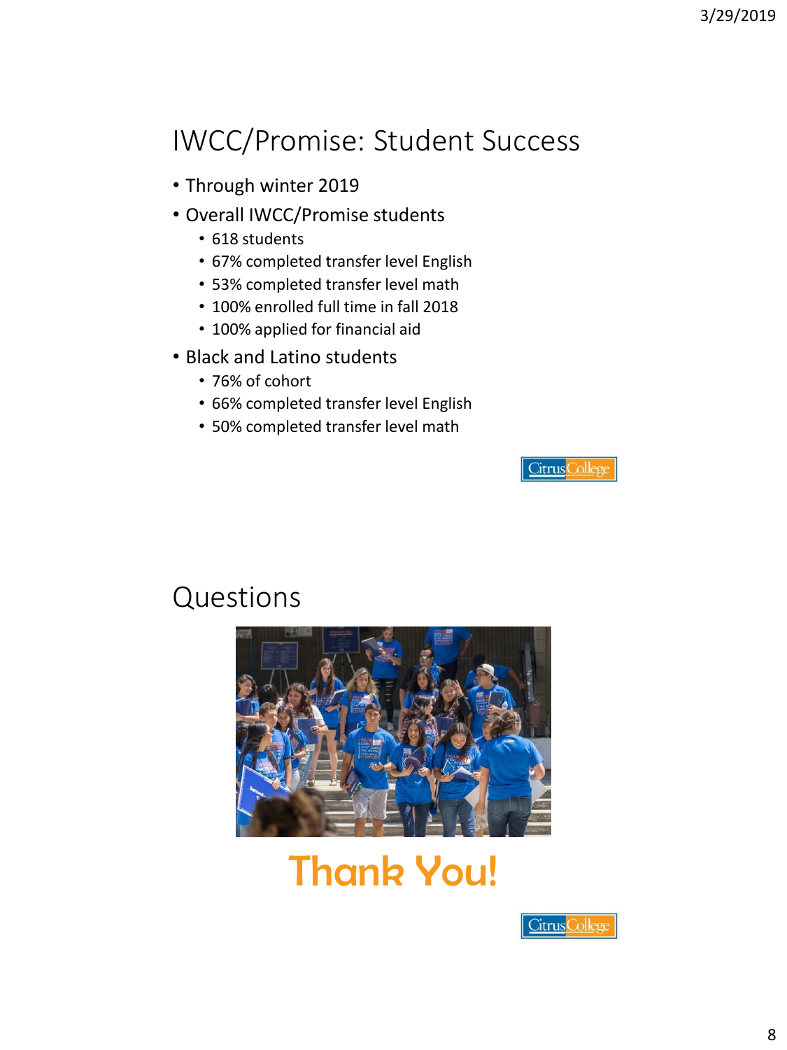## IWCC/Promise: Student Success

- Through winter 2019
- Overall IWCC/Promise students
  - 618 students
  - 67% completed transfer level English
  - 53% completed transfer level math
  - 100% enrolled full time in fall 2018
  - 100% applied for financial aid
- Black and Latino students
  - 76% of cohort
  - 66% completed transfer level English
  - 50% completed transfer level math

Citrus College

## Questions

Thank You!

Citrus College